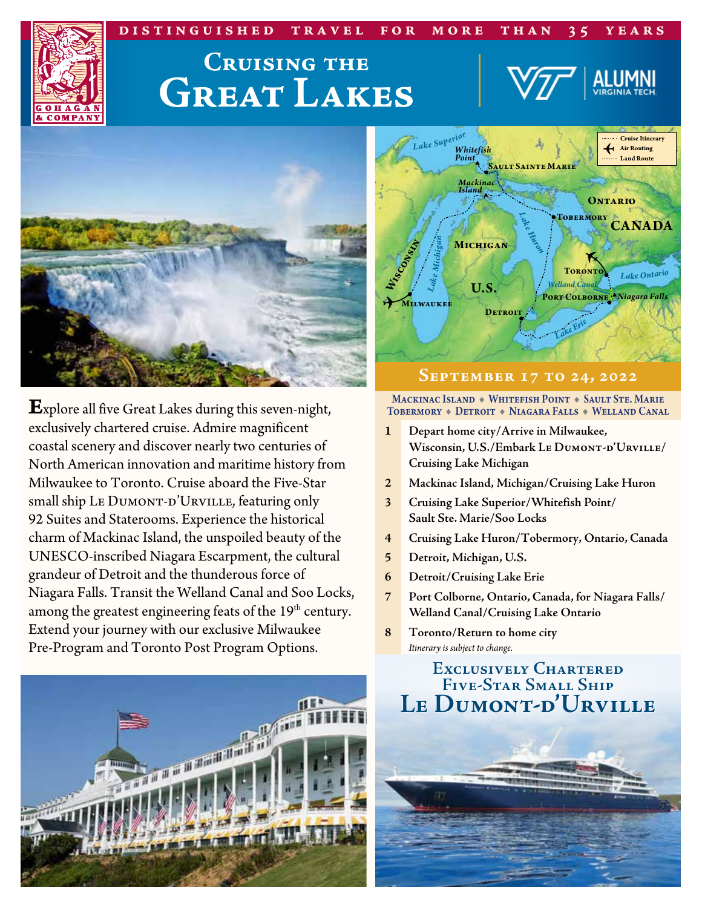DISTINGUISHED TRAVEL FOR MORE THAN 35 YEARS

# Cruising the Great Lakes

**E**xplore all five Great Lakes during this seven-night, exclusively chartered cruise. Admire magnificent coastal scenery and discover nearly two centuries of North American innovation and maritime history from Milwaukee to Toronto. Cruise aboard the Five-Star small ship Le Dumont-d'Urville, featuring only 92 Suites and Staterooms. Experience the historical charm of Mackinac Island, the unspoiled beauty of the UNESCO-inscribed Niagara Escarpment, the cultural grandeur of Detroit and the thunderous force of Niagara Falls. Transit the Welland Canal and Soo Locks, among the greatest engineering feats of the 19th century. Extend your journey with our exclusive Milwaukee Pre-Program and Toronto Post Program Options.

## September 17 to 24, 2022

**Mackinac Island ◆ Whitefish Point ◆ Sault Ste. Marie Tobermory ◆ Detroit ◆ Niagara Falls ◆ Welland Canal**

1. **Depart home city/Arrive in Milwaukee, Wisconsin, U.S./Embark Le Dumont-d'Urville/ Cruising Lake Michigan**
2. **Mackinac Island, Michigan/Cruising Lake Huron**
3. **Cruising Lake Superior/Whitefish Point/ Sault Ste. Marie/Soo Locks**
4. **Cruising Lake Huron/Tobermory, Ontario, Canada**
5. **Detroit, Michigan, U.S.**
6. **Detroit/Cruising Lake Erie**
7. **Port Colborne, Ontario, Canada, for Niagara Falls/ Welland Canal/Cruising Lake Ontario**
8. **Toronto/Return to home city**

*Itinerary is subject to change.*

## Exclusively Chartered Five-Star Small Ship Le Dumont-d'Urville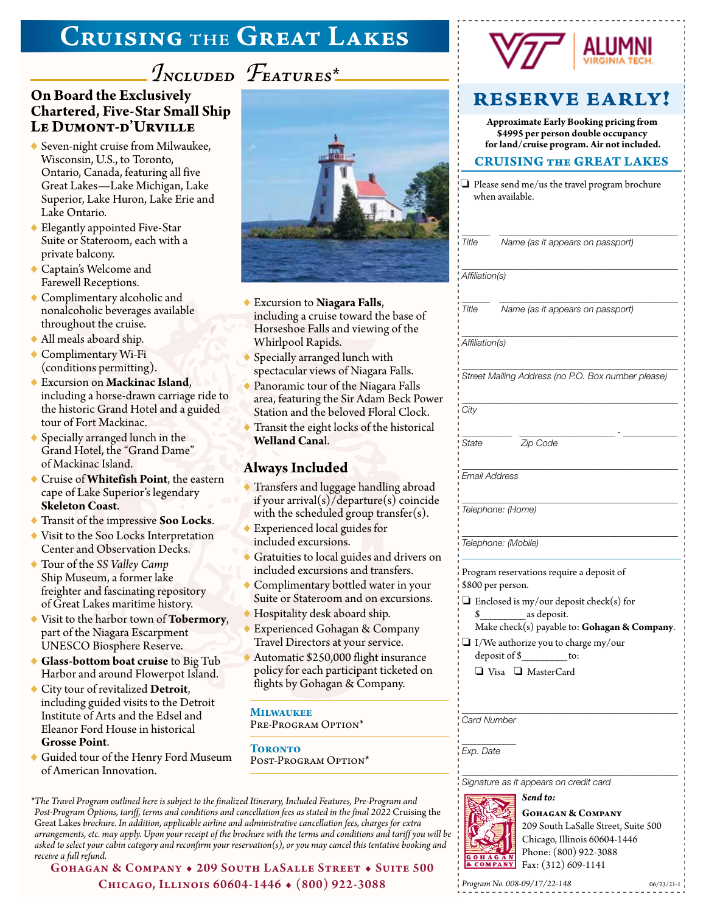# Cruising the Great Lakes

## Included Features*

### On Board the Exclusively Chartered, Five-Star Small Ship Le Dumont-d'Urville

- Seven-night cruise from Milwaukee, Wisconsin, U.S., to Toronto, Ontario, Canada, featuring all five Great Lakes—Lake Michigan, Lake Superior, Lake Huron, Lake Erie and Lake Ontario.
- Elegantly appointed Five-Star Suite or Stateroom, each with a private balcony.
- Captain's Welcome and Farewell Receptions.
- Complimentary alcoholic and nonalcoholic beverages available throughout the cruise.
- All meals aboard ship.
- Complimentary Wi-Fi (conditions permitting).
- Excursion on **Mackinac Island**, including a horse-drawn carriage ride to the historic Grand Hotel and a guided tour of Fort Mackinac.
- Specially arranged lunch in the Grand Hotel, the "Grand Dame" of Mackinac Island.
- Cruise of **Whitefish Point**, the eastern cape of Lake Superior's legendary **Skeleton Coast**.
- Transit of the impressive **Soo Locks**.
- Visit to the Soo Locks Interpretation Center and Observation Decks.
- Tour of the *SS Valley Camp* Ship Museum, a former lake freighter and fascinating repository of Great Lakes maritime history.
- Visit to the harbor town of **Tobermory**, part of the Niagara Escarpment UNESCO Biosphere Reserve.
- **Glass-bottom boat cruise** to Big Tub Harbor and around Flowerpot Island.
- City tour of revitalized **Detroit**, including guided visits to the Detroit Institute of Arts and the Edsel and Eleanor Ford House in historical **Grosse Point**.
- Guided tour of the Henry Ford Museum of American Innovation.
- Excursion to **Niagara Falls**, including a cruise toward the base of Horseshoe Falls and viewing of the Whirlpool Rapids.
- Specially arranged lunch with spectacular views of Niagara Falls.
- Panoramic tour of the Niagara Falls area, featuring the Sir Adam Beck Power Station and the beloved Floral Clock.
- Transit the eight locks of the historical **Welland Canal**.

### Always Included

- Transfers and luggage handling abroad if your arrival(s)/departure(s) coincide with the scheduled group transfer(s).
- Experienced local guides for included excursions.
- Gratuities to local guides and drivers on included excursions and transfers.
- Complimentary bottled water in your Suite or Stateroom and on excursions.
- Hospitality desk aboard ship.
- Experienced Gohagan & Company Travel Directors at your service.
- Automatic $250,000 flight insurance policy for each participant ticketed on flights by Gohagan & Company.

**Milwaukee**
Pre-Program Option*

**Toronto**
Post-Program Option*

*\*The Travel Program outlined here is subject to the finalized Itinerary, Included Features, Pre-Program and Post-Program Options, tariff, terms and conditions and cancellation fees as stated in the final 2022* Cruising the Great Lakes *brochure. In addition, applicable airline and administrative cancellation fees, charges for extra arrangements, etc. may apply. Upon your receipt of the brochure with the terms and conditions and tariff you will be asked to select your cabin category and reconfirm your reservation(s), or you may cancel this tentative booking and receive a full refund.*

**Gohagan & Company ♦ 209 South LaSalle Street ♦ Suite 500**
**Chicago, Illinois 60604-1446 ♦ (800) 922-3088**

---

VT ALUMNI VIRGINIA TECH.

## RESERVE EARLY!

**Approximate Early Booking pricing from $4995 per person double occupancy for land/cruise program. Air not included.**

### CRUISING THE GREAT LAKES

❑ Please send me/us the travel program brochure when available.

_____ ______________________________
Title Name (as it appears on passport)

______________________________
Affiliation(s)

_____ ______________________________
Title Name (as it appears on passport)

______________________________
Affiliation(s)

______________________________
Street Mailing Address (no P.O. Box number please)

______________________________
City

_________ ____________ - ________
State Zip Code

______________________________
Email Address

______________________________
Telephone: (Home)

______________________________
Telephone: (Mobile)

Program reservations require a deposit of $800 per person.

❑ Enclosed is my/our deposit check(s) for $_________ as deposit.
Make check(s) payable to: **Gohagan & Company**.

❑ I/We authorize you to charge my/our deposit of $_________ to:

❑ Visa ❑ MasterCard

______________________________
Card Number

__________
Exp. Date

______________________________
Signature as it appears on credit card

***Send to:***

**Gohagan & Company**
209 South LaSalle Street, Suite 500
Chicago, Illinois 60604-1446
Phone: (800) 922-3088
Fax: (312) 609-1141

*Program No. 008-09/17/22-148* 06/23/21-1